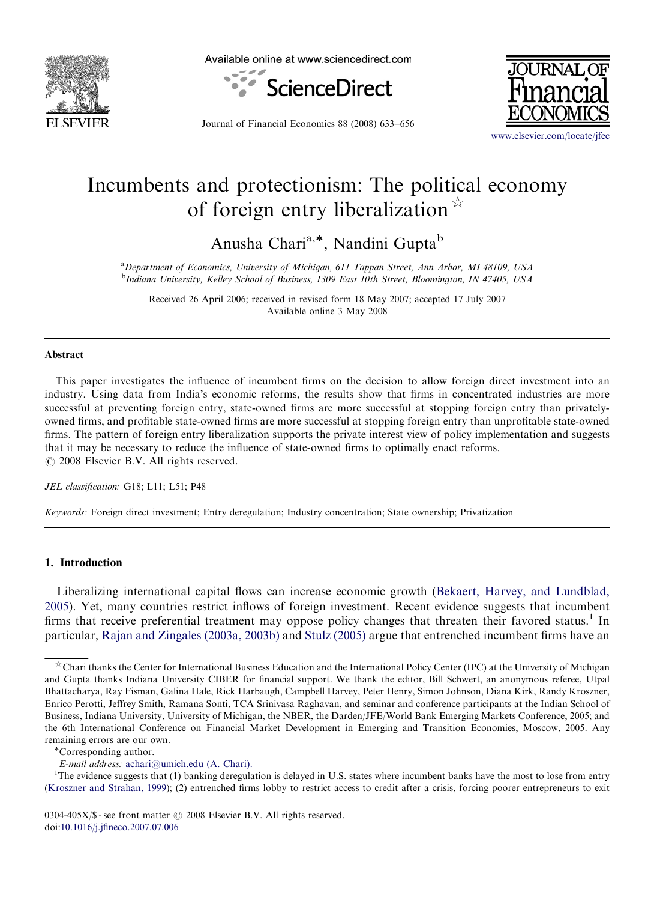# Incumbents and protectionism: The political economy of foreign entry liberalization ☆

Anusha Chari[a,*], Nandini Gupta[b]

[a] Department of Economics, University of Michigan, 611 Tappan Street, Ann Arbor, MI 48109, USA
[b] Indiana University, Kelley School of Business, 1309 East 10th Street, Bloomington, IN 47405, USA

Received 26 April 2006; received in revised form 18 May 2007; accepted 17 July 2007
Available online 3 May 2008

## Abstract

This paper investigates the influence of incumbent firms on the decision to allow foreign direct investment into an industry. Using data from India's economic reforms, the results show that firms in concentrated industries are more successful at preventing foreign entry, state-owned firms are more successful at stopping foreign entry than privately-owned firms, and profitable state-owned firms are more successful at stopping foreign entry than unprofitable state-owned firms. The pattern of foreign entry liberalization supports the private interest view of policy implementation and suggests that it may be necessary to reduce the influence of state-owned firms to optimally enact reforms.
© 2008 Elsevier B.V. All rights reserved.

*JEL classification:* G18; L11; L51; P48

*Keywords:* Foreign direct investment; Entry deregulation; Industry concentration; State ownership; Privatization

## 1. Introduction

Liberalizing international capital flows can increase economic growth (Bekaert, Harvey, and Lundblad, 2005). Yet, many countries restrict inflows of foreign investment. Recent evidence suggests that incumbent firms that receive preferential treatment may oppose policy changes that threaten their favored status.[1] In particular, Rajan and Zingales (2003a, 2003b) and Stulz (2005) argue that entrenched incumbent firms have an

---

☆ Chari thanks the Center for International Business Education and the International Policy Center (IPC) at the University of Michigan and Gupta thanks Indiana University CIBER for financial support. We thank the editor, Bill Schwert, an anonymous referee, Utpal Bhattacharya, Ray Fisman, Galina Hale, Rick Harbaugh, Campbell Harvey, Peter Henry, Simon Johnson, Diana Kirk, Randy Kroszner, Enrico Perotti, Jeffrey Smith, Ramana Sonti, TCA Srinivasa Raghavan, and seminar and conference participants at the Indian School of Business, Indiana University, University of Michigan, the NBER, the Darden/JFE/World Bank Emerging Markets Conference, 2005; and the 6th International Conference on Financial Market Development in Emerging and Transition Economies, Moscow, 2005. Any remaining errors are our own.

*Corresponding author.

*E-mail address:* achari@umich.edu (A. Chari).

[1] The evidence suggests that (1) banking deregulation is delayed in U.S. states where incumbent banks have the most to lose from entry (Kroszner and Strahan, 1999); (2) entrenched firms lobby to restrict access to credit after a crisis, forcing poorer entrepreneurs to exit

0304-405X/$ - see front matter © 2008 Elsevier B.V. All rights reserved.
doi:10.1016/j.jfineco.2007.07.006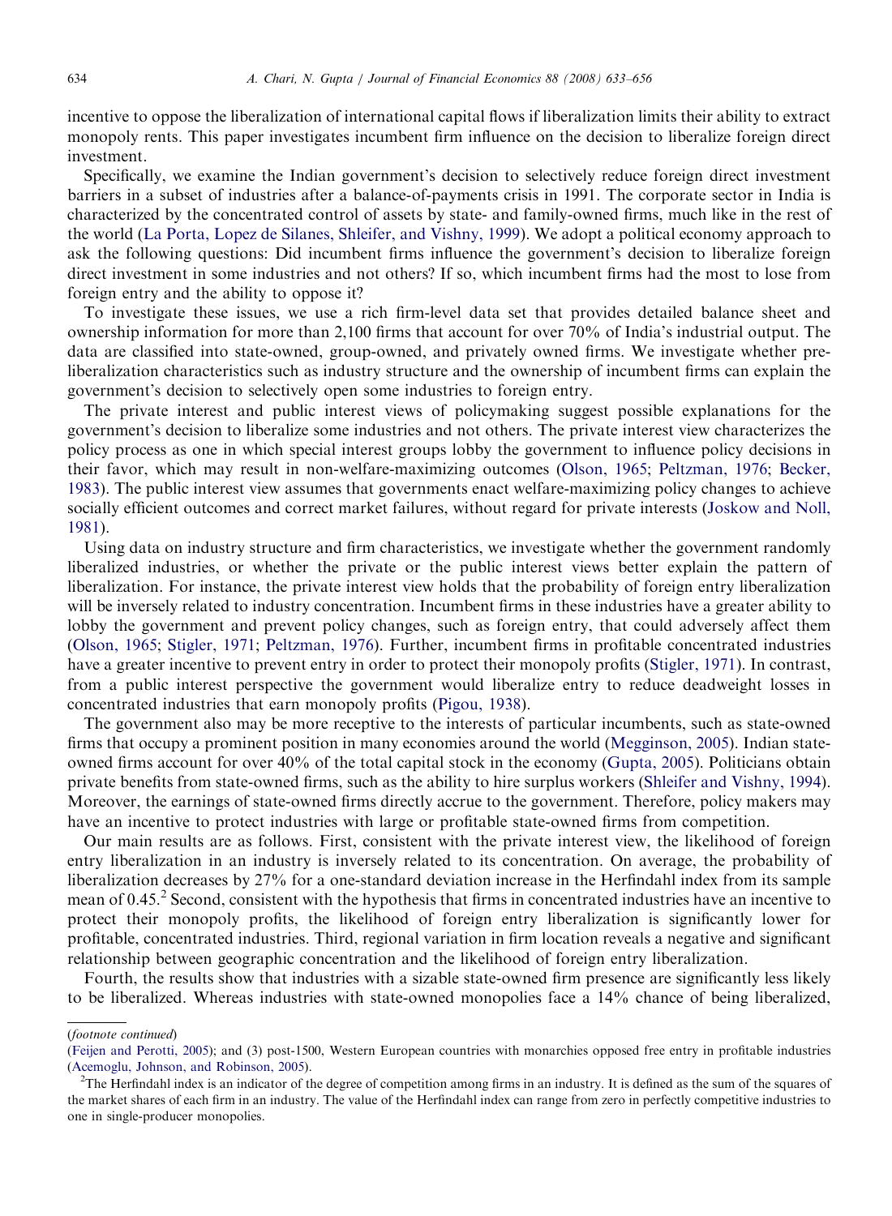incentive to oppose the liberalization of international capital flows if liberalization limits their ability to extract monopoly rents. This paper investigates incumbent firm influence on the decision to liberalize foreign direct investment.

Specifically, we examine the Indian government's decision to selectively reduce foreign direct investment barriers in a subset of industries after a balance-of-payments crisis in 1991. The corporate sector in India is characterized by the concentrated control of assets by state- and family-owned firms, much like in the rest of the world (La Porta, Lopez de Silanes, Shleifer, and Vishny, 1999). We adopt a political economy approach to ask the following questions: Did incumbent firms influence the government's decision to liberalize foreign direct investment in some industries and not others? If so, which incumbent firms had the most to lose from foreign entry and the ability to oppose it?

To investigate these issues, we use a rich firm-level data set that provides detailed balance sheet and ownership information for more than 2,100 firms that account for over 70% of India's industrial output. The data are classified into state-owned, group-owned, and privately owned firms. We investigate whether pre-liberalization characteristics such as industry structure and the ownership of incumbent firms can explain the government's decision to selectively open some industries to foreign entry.

The private interest and public interest views of policymaking suggest possible explanations for the government's decision to liberalize some industries and not others. The private interest view characterizes the policy process as one in which special interest groups lobby the government to influence policy decisions in their favor, which may result in non-welfare-maximizing outcomes (Olson, 1965; Peltzman, 1976; Becker, 1983). The public interest view assumes that governments enact welfare-maximizing policy changes to achieve socially efficient outcomes and correct market failures, without regard for private interests (Joskow and Noll, 1981).

Using data on industry structure and firm characteristics, we investigate whether the government randomly liberalized industries, or whether the private or the public interest views better explain the pattern of liberalization. For instance, the private interest view holds that the probability of foreign entry liberalization will be inversely related to industry concentration. Incumbent firms in these industries have a greater ability to lobby the government and prevent policy changes, such as foreign entry, that could adversely affect them (Olson, 1965; Stigler, 1971; Peltzman, 1976). Further, incumbent firms in profitable concentrated industries have a greater incentive to prevent entry in order to protect their monopoly profits (Stigler, 1971). In contrast, from a public interest perspective the government would liberalize entry to reduce deadweight losses in concentrated industries that earn monopoly profits (Pigou, 1938).

The government also may be more receptive to the interests of particular incumbents, such as state-owned firms that occupy a prominent position in many economies around the world (Megginson, 2005). Indian state-owned firms account for over 40% of the total capital stock in the economy (Gupta, 2005). Politicians obtain private benefits from state-owned firms, such as the ability to hire surplus workers (Shleifer and Vishny, 1994). Moreover, the earnings of state-owned firms directly accrue to the government. Therefore, policy makers may have an incentive to protect industries with large or profitable state-owned firms from competition.

Our main results are as follows. First, consistent with the private interest view, the likelihood of foreign entry liberalization in an industry is inversely related to its concentration. On average, the probability of liberalization decreases by 27% for a one-standard deviation increase in the Herfindahl index from its sample mean of 0.45.[2] Second, consistent with the hypothesis that firms in concentrated industries have an incentive to protect their monopoly profits, the likelihood of foreign entry liberalization is significantly lower for profitable, concentrated industries. Third, regional variation in firm location reveals a negative and significant relationship between geographic concentration and the likelihood of foreign entry liberalization.

Fourth, the results show that industries with a sizable state-owned firm presence are significantly less likely to be liberalized. Whereas industries with state-owned monopolies face a 14% chance of being liberalized,

(*footnote continued*)
(Feijen and Perotti, 2005); and (3) post-1500, Western European countries with monarchies opposed free entry in profitable industries (Acemoglu, Johnson, and Robinson, 2005).

[2] The Herfindahl index is an indicator of the degree of competition among firms in an industry. It is defined as the sum of the squares of the market shares of each firm in an industry. The value of the Herfindahl index can range from zero in perfectly competitive industries to one in single-producer monopolies.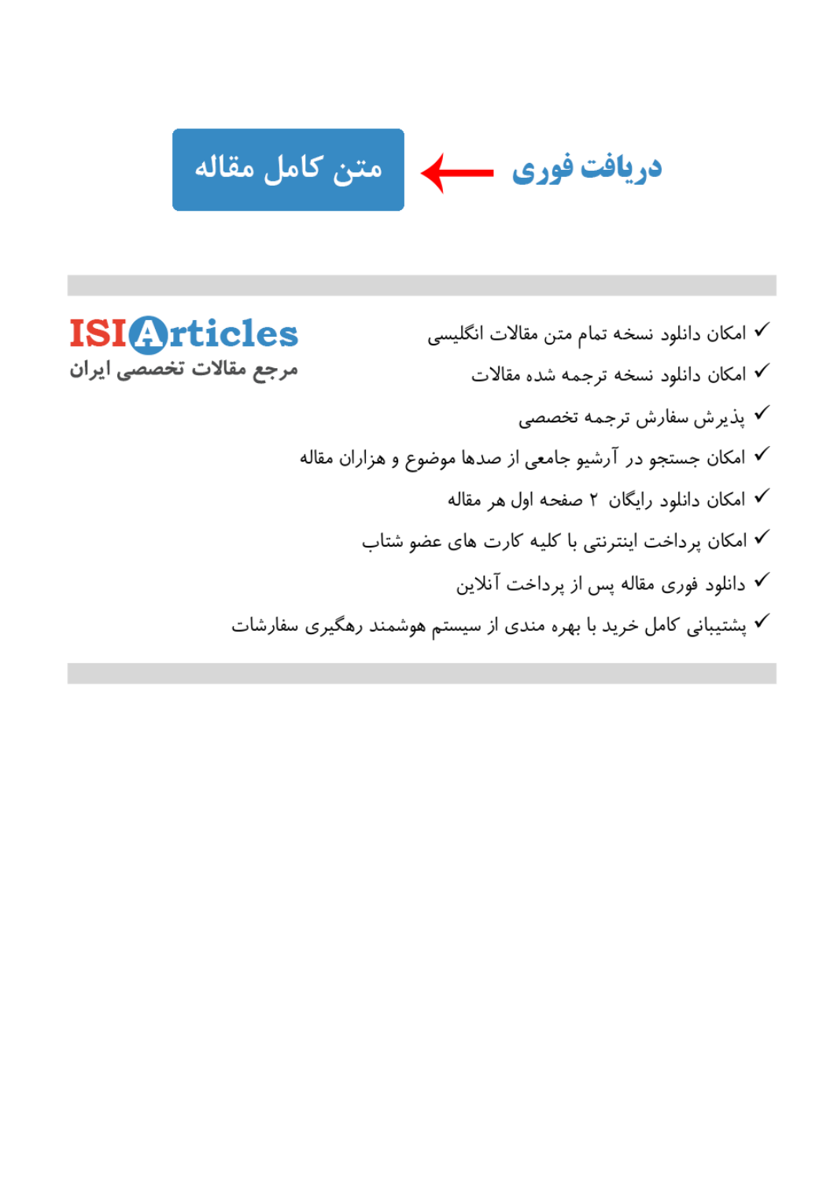**دریافت فوری** ← **متن کامل مقاله**

**ISIArticles**
مرجع مقالات تخصصی ایران

- ✓ امکان دانلود نسخه تمام متن مقالات انگلیسی
- ✓ امکان دانلود نسخه ترجمه شده مقالات
- ✓ پذیرش سفارش ترجمه تخصصی
- ✓ امکان جستجو در آرشیو جامعی از صدها موضوع و هزاران مقاله
- ✓ امکان دانلود رایگان ۲ صفحه اول هر مقاله
- ✓ امکان پرداخت اینترنتی با کلیه کارت های عضو شتاب
- ✓ دانلود فوری مقاله پس از پرداخت آنلاین
- ✓ پشتیبانی کامل خرید با بهره مندی از سیستم هوشمند رهگیری سفارشات